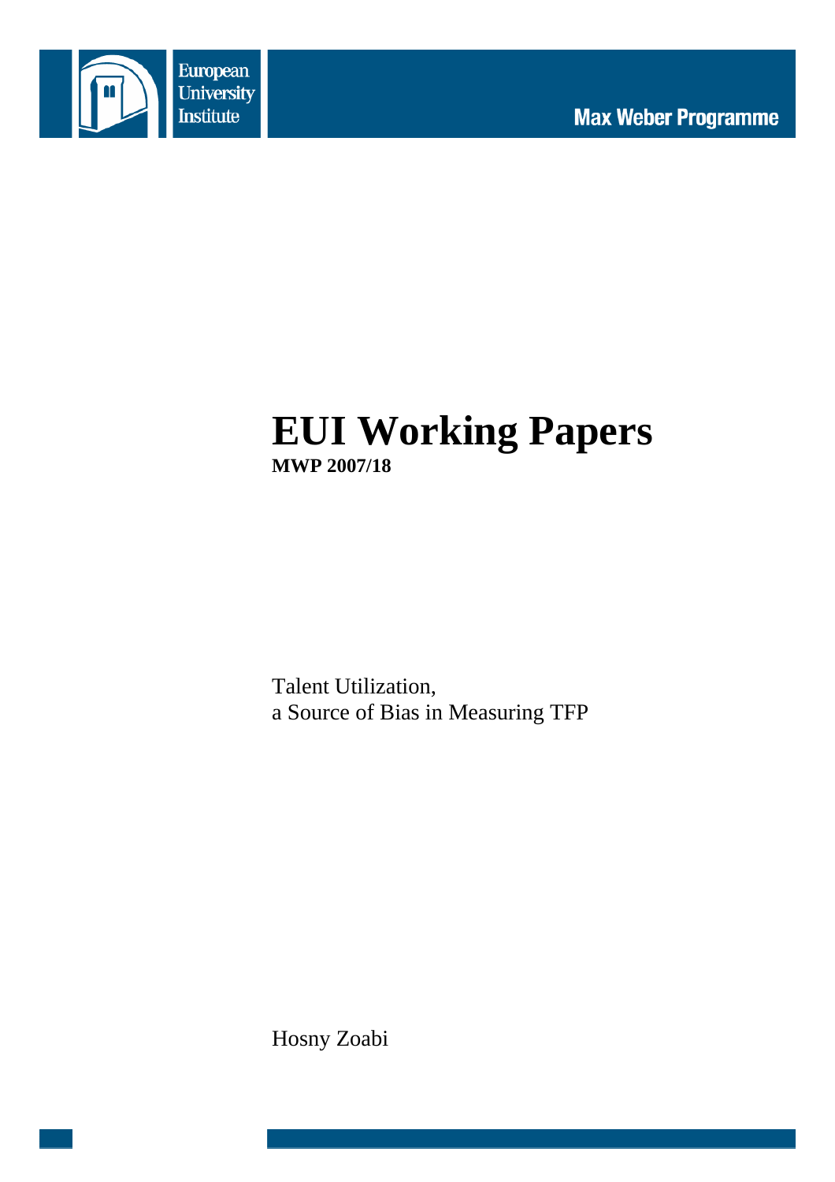European University Institute

Max Weber Programme

# EUI Working Papers

**MWP 2007/18**

Talent Utilization,
a Source of Bias in Measuring TFP

Hosny Zoabi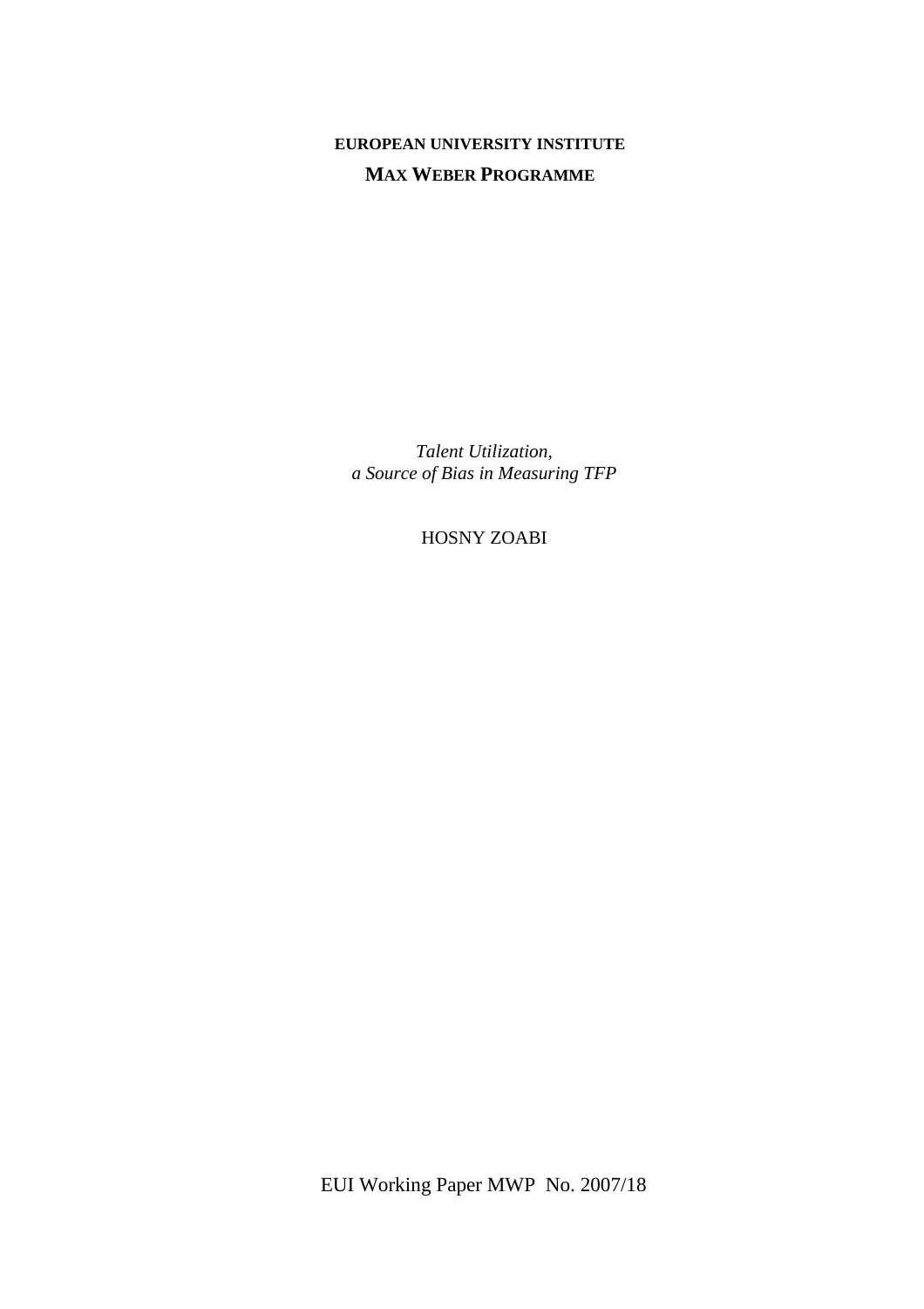**EUROPEAN UNIVERSITY INSTITUTE**

**MAX WEBER PROGRAMME**

*Talent Utilization,*
*a Source of Bias in Measuring TFP*

HOSNY ZOABI

EUI Working Paper MWP No. 2007/18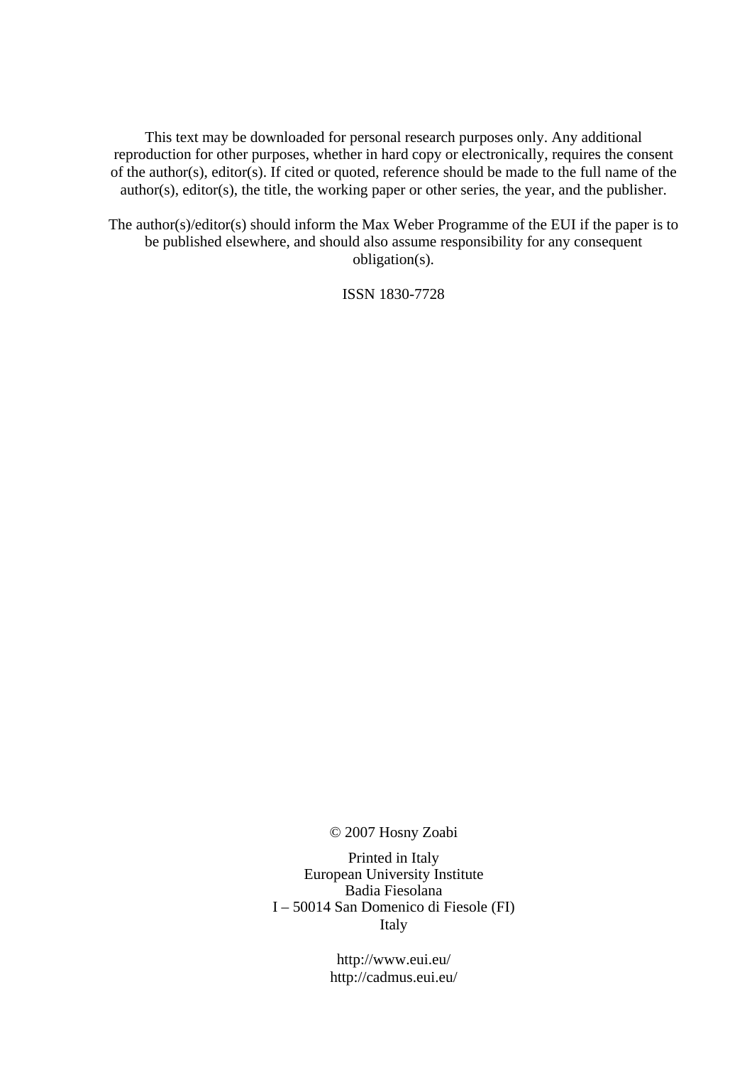This text may be downloaded for personal research purposes only. Any additional reproduction for other purposes, whether in hard copy or electronically, requires the consent of the author(s), editor(s). If cited or quoted, reference should be made to the full name of the author(s), editor(s), the title, the working paper or other series, the year, and the publisher.

The author(s)/editor(s) should inform the Max Weber Programme of the EUI if the paper is to be published elsewhere, and should also assume responsibility for any consequent obligation(s).

ISSN 1830-7728

© 2007 Hosny Zoabi

Printed in Italy
European University Institute
Badia Fiesolana
I – 50014 San Domenico di Fiesole (FI)
Italy

http://www.eui.eu/
http://cadmus.eui.eu/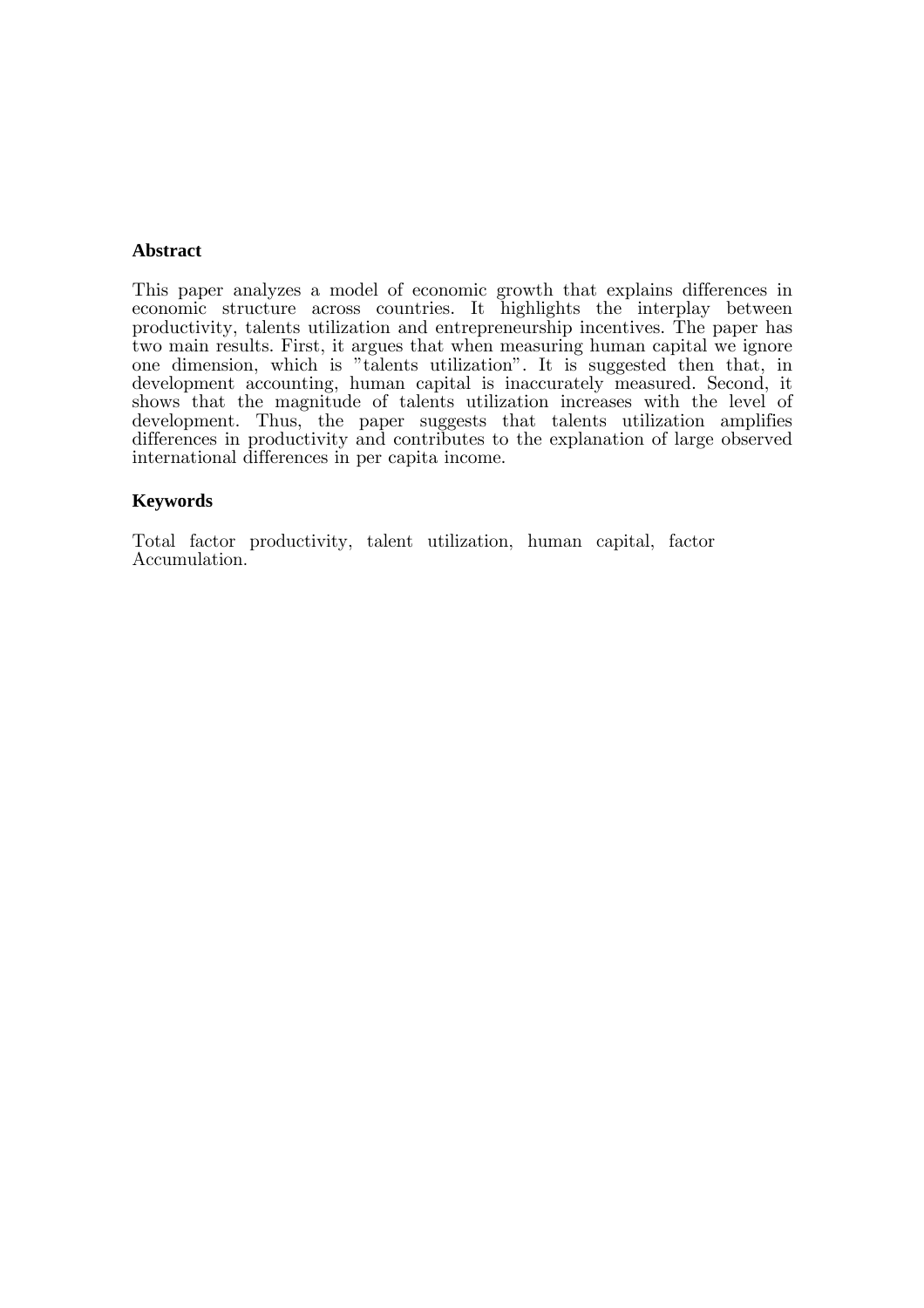## Abstract

This paper analyzes a model of economic growth that explains differences in economic structure across countries. It highlights the interplay between productivity, talents utilization and entrepreneurship incentives. The paper has two main results. First, it argues that when measuring human capital we ignore one dimension, which is "talents utilization". It is suggested then that, in development accounting, human capital is inaccurately measured. Second, it shows that the magnitude of talents utilization increases with the level of development. Thus, the paper suggests that talents utilization amplifies differences in productivity and contributes to the explanation of large observed international differences in per capita income.

## Keywords

Total factor productivity, talent utilization, human capital, factor Accumulation.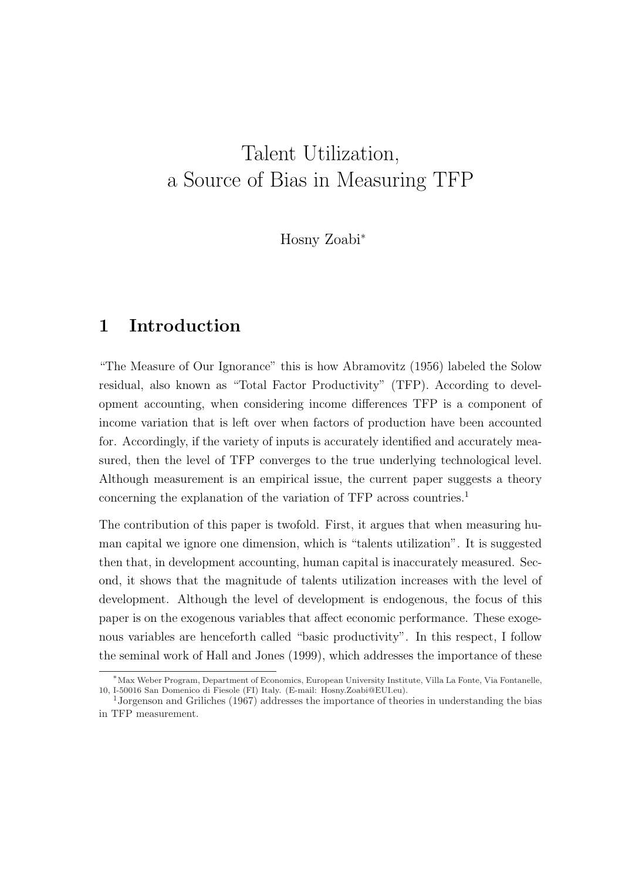# Talent Utilization, a Source of Bias in Measuring TFP

Hosny Zoabi[*]

## 1 Introduction

"The Measure of Our Ignorance" this is how Abramovitz (1956) labeled the Solow residual, also known as "Total Factor Productivity" (TFP). According to development accounting, when considering income differences TFP is a component of income variation that is left over when factors of production have been accounted for. Accordingly, if the variety of inputs is accurately identified and accurately measured, then the level of TFP converges to the true underlying technological level. Although measurement is an empirical issue, the current paper suggests a theory concerning the explanation of the variation of TFP across countries.[1]

The contribution of this paper is twofold. First, it argues that when measuring human capital we ignore one dimension, which is "talents utilization". It is suggested then that, in development accounting, human capital is inaccurately measured. Second, it shows that the magnitude of talents utilization increases with the level of development. Although the level of development is endogenous, the focus of this paper is on the exogenous variables that affect economic performance. These exogenous variables are henceforth called "basic productivity". In this respect, I follow the seminal work of Hall and Jones (1999), which addresses the importance of these

[*]Max Weber Program, Department of Economics, European University Institute, Villa La Fonte, Via Fontanelle, 10, I-50016 San Domenico di Fiesole (FI) Italy. (E-mail: Hosny.Zoabi@EUI.eu).

[1]Jorgenson and Griliches (1967) addresses the importance of theories in understanding the bias in TFP measurement.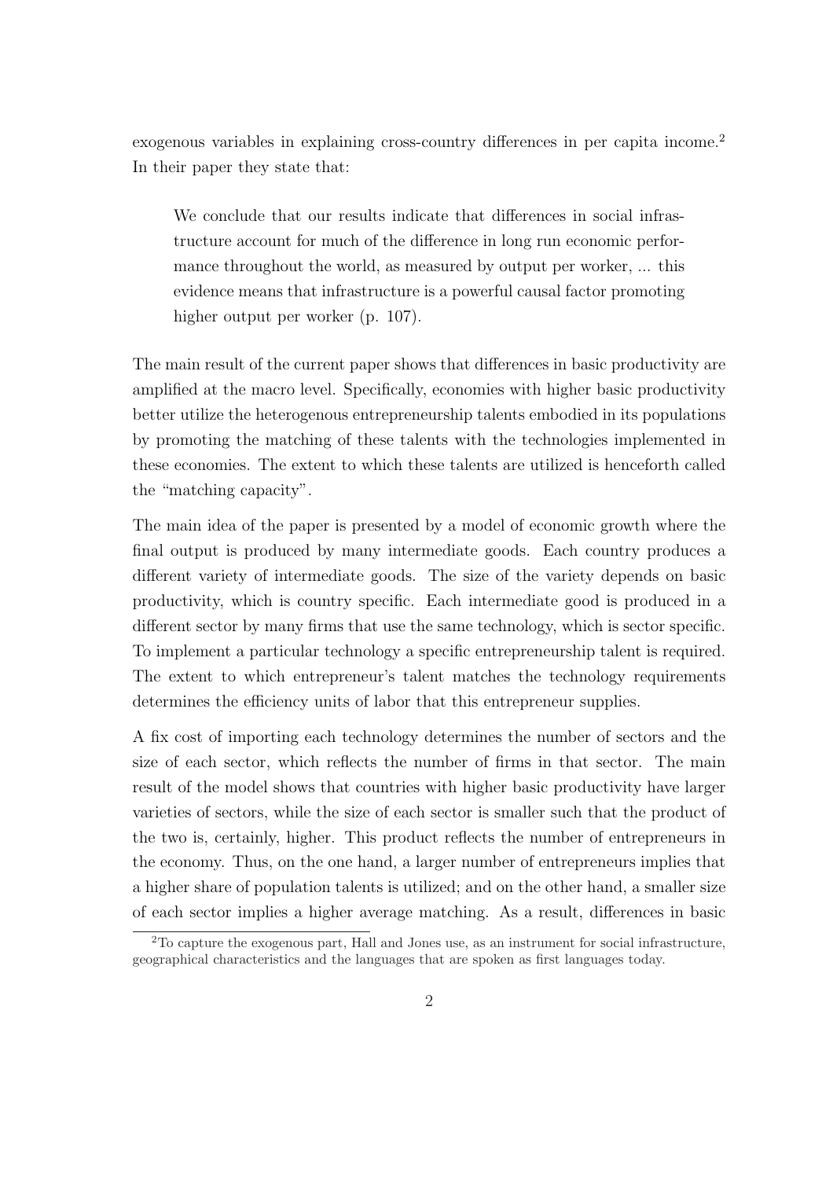exogenous variables in explaining cross-country differences in per capita income.[2] In their paper they state that:

> We conclude that our results indicate that differences in social infrastructure account for much of the difference in long run economic performance throughout the world, as measured by output per worker, ... this evidence means that infrastructure is a powerful causal factor promoting higher output per worker (p. 107).

The main result of the current paper shows that differences in basic productivity are amplified at the macro level. Specifically, economies with higher basic productivity better utilize the heterogenous entrepreneurship talents embodied in its populations by promoting the matching of these talents with the technologies implemented in these economies. The extent to which these talents are utilized is henceforth called the "matching capacity".

The main idea of the paper is presented by a model of economic growth where the final output is produced by many intermediate goods. Each country produces a different variety of intermediate goods. The size of the variety depends on basic productivity, which is country specific. Each intermediate good is produced in a different sector by many firms that use the same technology, which is sector specific. To implement a particular technology a specific entrepreneurship talent is required. The extent to which entrepreneur's talent matches the technology requirements determines the efficiency units of labor that this entrepreneur supplies.

A fix cost of importing each technology determines the number of sectors and the size of each sector, which reflects the number of firms in that sector. The main result of the model shows that countries with higher basic productivity have larger varieties of sectors, while the size of each sector is smaller such that the product of the two is, certainly, higher. This product reflects the number of entrepreneurs in the economy. Thus, on the one hand, a larger number of entrepreneurs implies that a higher share of population talents is utilized; and on the other hand, a smaller size of each sector implies a higher average matching. As a result, differences in basic

[2] To capture the exogenous part, Hall and Jones use, as an instrument for social infrastructure, geographical characteristics and the languages that are spoken as first languages today.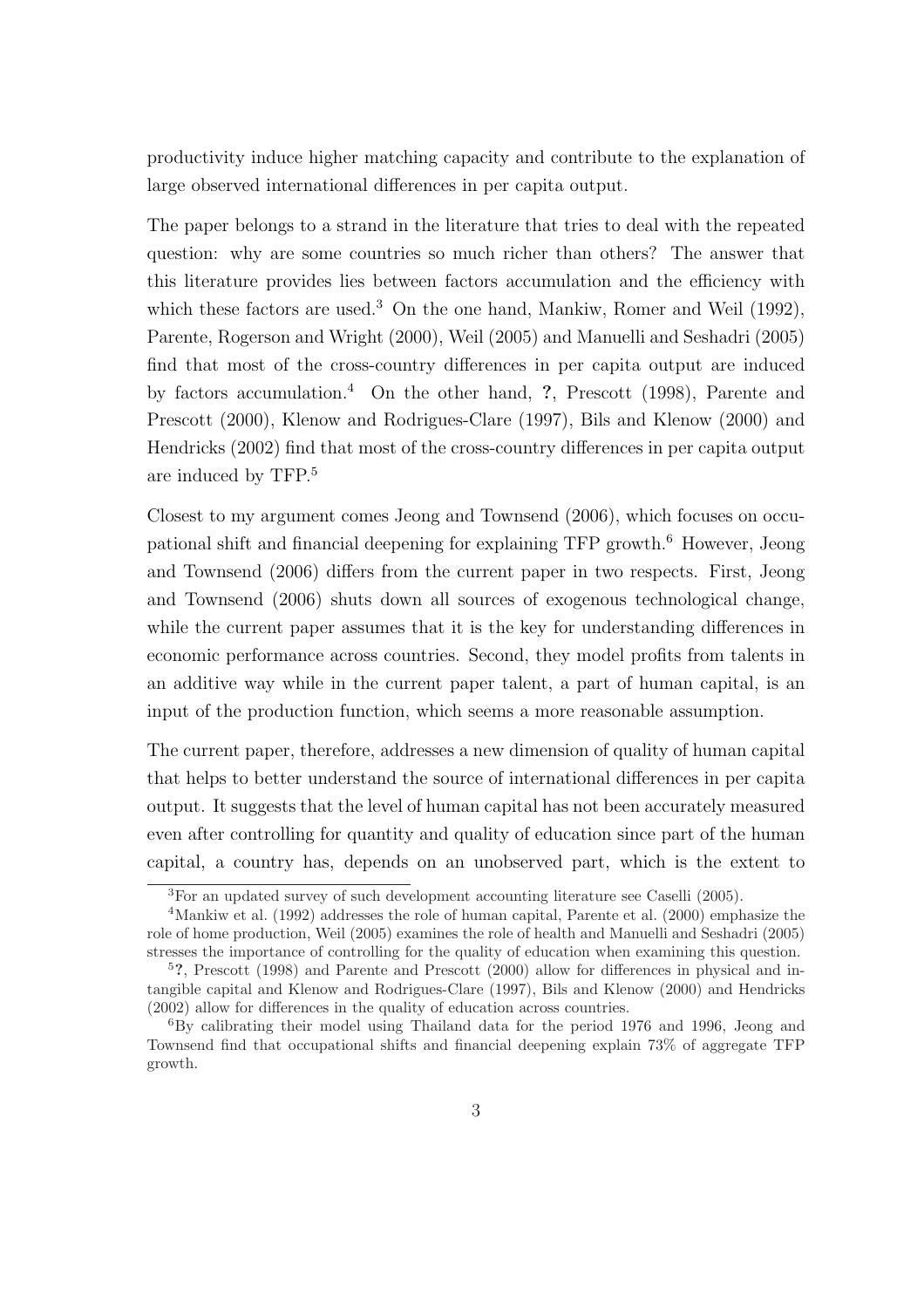productivity induce higher matching capacity and contribute to the explanation of large observed international differences in per capita output.

The paper belongs to a strand in the literature that tries to deal with the repeated question: why are some countries so much richer than others? The answer that this literature provides lies between factors accumulation and the efficiency with which these factors are used.[3] On the one hand, Mankiw, Romer and Weil (1992), Parente, Rogerson and Wright (2000), Weil (2005) and Manuelli and Seshadri (2005) find that most of the cross-country differences in per capita output are induced by factors accumulation.[4] On the other hand, **?**, Prescott (1998), Parente and Prescott (2000), Klenow and Rodrigues-Clare (1997), Bils and Klenow (2000) and Hendricks (2002) find that most of the cross-country differences in per capita output are induced by TFP.[5]

Closest to my argument comes Jeong and Townsend (2006), which focuses on occupational shift and financial deepening for explaining TFP growth.[6] However, Jeong and Townsend (2006) differs from the current paper in two respects. First, Jeong and Townsend (2006) shuts down all sources of exogenous technological change, while the current paper assumes that it is the key for understanding differences in economic performance across countries. Second, they model profits from talents in an additive way while in the current paper talent, a part of human capital, is an input of the production function, which seems a more reasonable assumption.

The current paper, therefore, addresses a new dimension of quality of human capital that helps to better understand the source of international differences in per capita output. It suggests that the level of human capital has not been accurately measured even after controlling for quantity and quality of education since part of the human capital, a country has, depends on an unobserved part, which is the extent to

---

[3] For an updated survey of such development accounting literature see Caselli (2005).

[4] Mankiw et al. (1992) addresses the role of human capital, Parente et al. (2000) emphasize the role of home production, Weil (2005) examines the role of health and Manuelli and Seshadri (2005) stresses the importance of controlling for the quality of education when examining this question.

[5] **?**, Prescott (1998) and Parente and Prescott (2000) allow for differences in physical and intangible capital and Klenow and Rodrigues-Clare (1997), Bils and Klenow (2000) and Hendricks (2002) allow for differences in the quality of education across countries.

[6] By calibrating their model using Thailand data for the period 1976 and 1996, Jeong and Townsend find that occupational shifts and financial deepening explain 73% of aggregate TFP growth.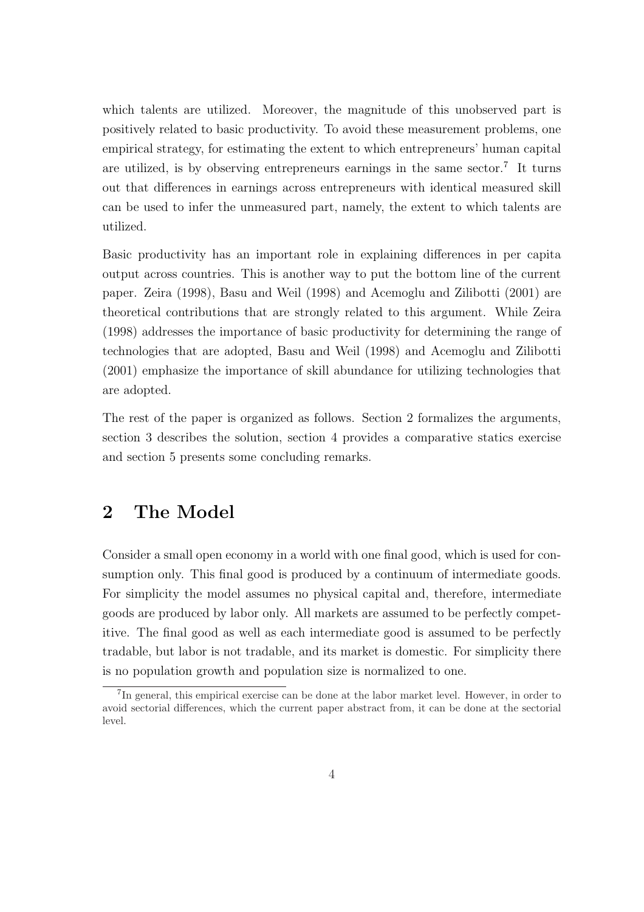which talents are utilized. Moreover, the magnitude of this unobserved part is positively related to basic productivity. To avoid these measurement problems, one empirical strategy, for estimating the extent to which entrepreneurs' human capital are utilized, is by observing entrepreneurs earnings in the same sector.[7] It turns out that differences in earnings across entrepreneurs with identical measured skill can be used to infer the unmeasured part, namely, the extent to which talents are utilized.

Basic productivity has an important role in explaining differences in per capita output across countries. This is another way to put the bottom line of the current paper. Zeira (1998), Basu and Weil (1998) and Acemoglu and Zilibotti (2001) are theoretical contributions that are strongly related to this argument. While Zeira (1998) addresses the importance of basic productivity for determining the range of technologies that are adopted, Basu and Weil (1998) and Acemoglu and Zilibotti (2001) emphasize the importance of skill abundance for utilizing technologies that are adopted.

The rest of the paper is organized as follows. Section 2 formalizes the arguments, section 3 describes the solution, section 4 provides a comparative statics exercise and section 5 presents some concluding remarks.

# 2 The Model

Consider a small open economy in a world with one final good, which is used for consumption only. This final good is produced by a continuum of intermediate goods. For simplicity the model assumes no physical capital and, therefore, intermediate goods are produced by labor only. All markets are assumed to be perfectly competitive. The final good as well as each intermediate good is assumed to be perfectly tradable, but labor is not tradable, and its market is domestic. For simplicity there is no population growth and population size is normalized to one.

[7] In general, this empirical exercise can be done at the labor market level. However, in order to avoid sectorial differences, which the current paper abstract from, it can be done at the sectorial level.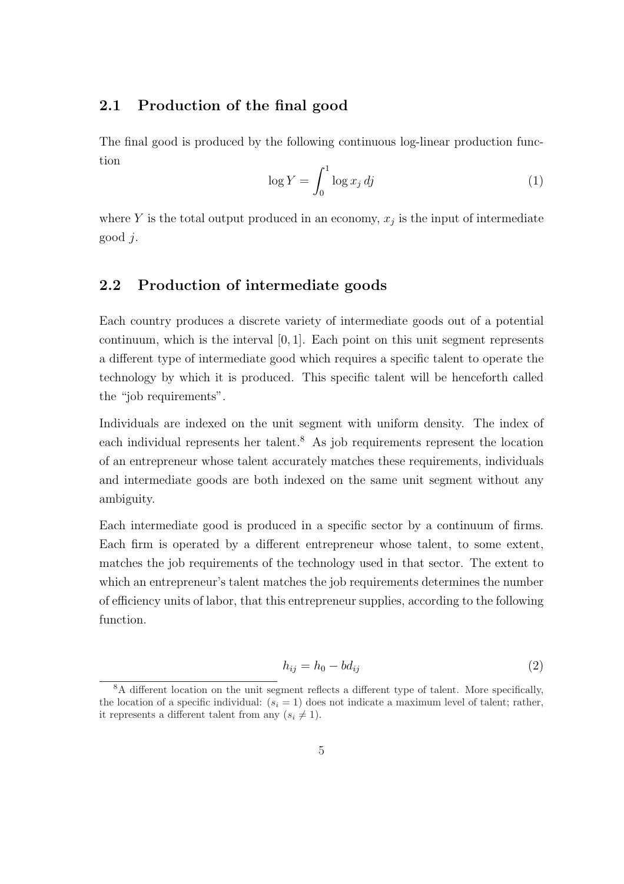## 2.1 Production of the final good

The final good is produced by the following continuous log-linear production function

$$\log Y = \int_0^1 \log x_j \, dj \tag{1}$$

where $Y$ is the total output produced in an economy, $x_j$ is the input of intermediate good $j$.

## 2.2 Production of intermediate goods

Each country produces a discrete variety of intermediate goods out of a potential continuum, which is the interval $[0, 1]$. Each point on this unit segment represents a different type of intermediate good which requires a specific talent to operate the technology by which it is produced. This specific talent will be henceforth called the "job requirements".

Individuals are indexed on the unit segment with uniform density. The index of each individual represents her talent.[8] As job requirements represent the location of an entrepreneur whose talent accurately matches these requirements, individuals and intermediate goods are both indexed on the same unit segment without any ambiguity.

Each intermediate good is produced in a specific sector by a continuum of firms. Each firm is operated by a different entrepreneur whose talent, to some extent, matches the job requirements of the technology used in that sector. The extent to which an entrepreneur's talent matches the job requirements determines the number of efficiency units of labor, that this entrepreneur supplies, according to the following function.

$$h_{ij} = h_0 - b d_{ij} \tag{2}$$

[8] A different location on the unit segment reflects a different type of talent. More specifically, the location of a specific individual: ($s_i = 1$) does not indicate a maximum level of talent; rather, it represents a different talent from any ($s_i \neq 1$).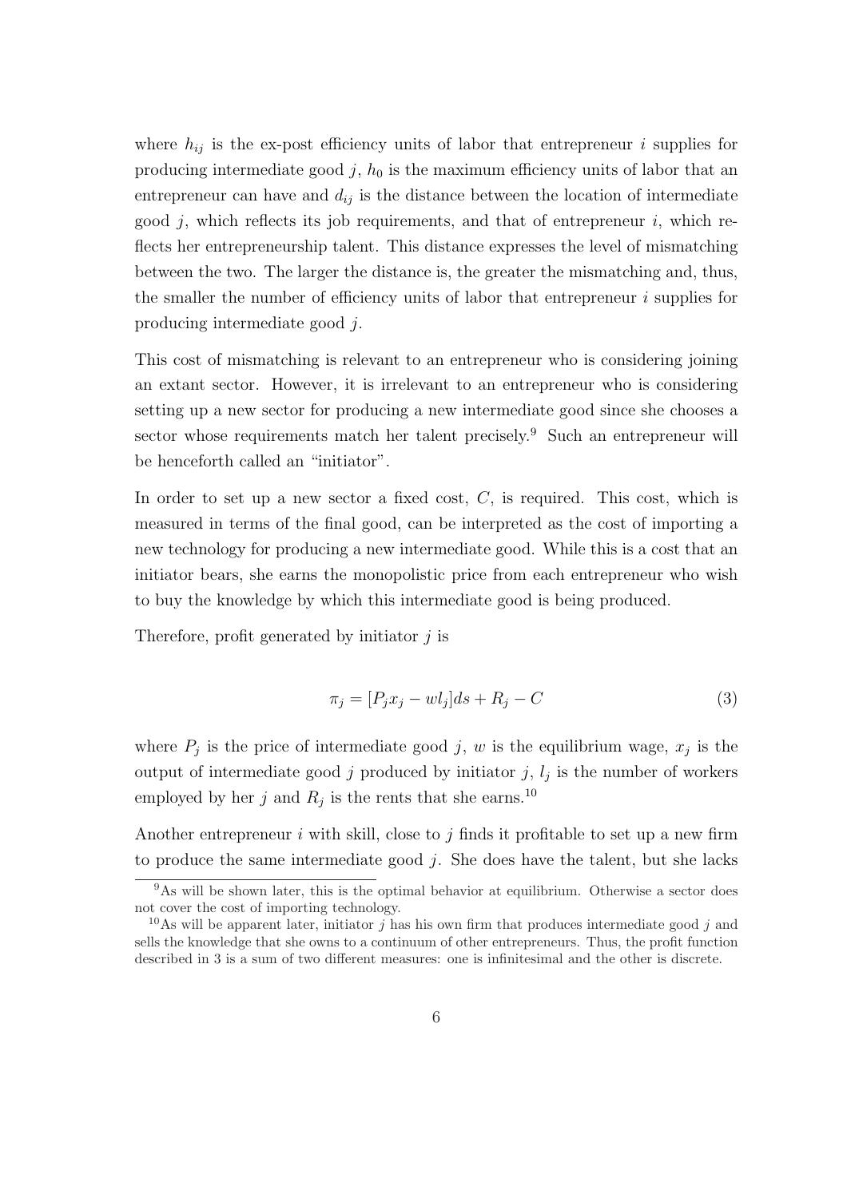where $h_{ij}$ is the ex-post efficiency units of labor that entrepreneur $i$ supplies for producing intermediate good $j$, $h_0$ is the maximum efficiency units of labor that an entrepreneur can have and $d_{ij}$ is the distance between the location of intermediate good $j$, which reflects its job requirements, and that of entrepreneur $i$, which reflects her entrepreneurship talent. This distance expresses the level of mismatching between the two. The larger the distance is, the greater the mismatching and, thus, the smaller the number of efficiency units of labor that entrepreneur $i$ supplies for producing intermediate good $j$.

This cost of mismatching is relevant to an entrepreneur who is considering joining an extant sector. However, it is irrelevant to an entrepreneur who is considering setting up a new sector for producing a new intermediate good since she chooses a sector whose requirements match her talent precisely.[9] Such an entrepreneur will be henceforth called an "initiator".

In order to set up a new sector a fixed cost, $C$, is required. This cost, which is measured in terms of the final good, can be interpreted as the cost of importing a new technology for producing a new intermediate good. While this is a cost that an initiator bears, she earns the monopolistic price from each entrepreneur who wish to buy the knowledge by which this intermediate good is being produced.

Therefore, profit generated by initiator $j$ is

$$\pi_j = [P_j x_j - w l_j]ds + R_j - C \tag{3}$$

where $P_j$ is the price of intermediate good $j$, $w$ is the equilibrium wage, $x_j$ is the output of intermediate good $j$ produced by initiator $j$, $l_j$ is the number of workers employed by her $j$ and $R_j$ is the rents that she earns.[10]

Another entrepreneur $i$ with skill, close to $j$ finds it profitable to set up a new firm to produce the same intermediate good $j$. She does have the talent, but she lacks

---

[9] As will be shown later, this is the optimal behavior at equilibrium. Otherwise a sector does not cover the cost of importing technology.

[10] As will be apparent later, initiator $j$ has his own firm that produces intermediate good $j$ and sells the knowledge that she owns to a continuum of other entrepreneurs. Thus, the profit function described in 3 is a sum of two different measures: one is infinitesimal and the other is discrete.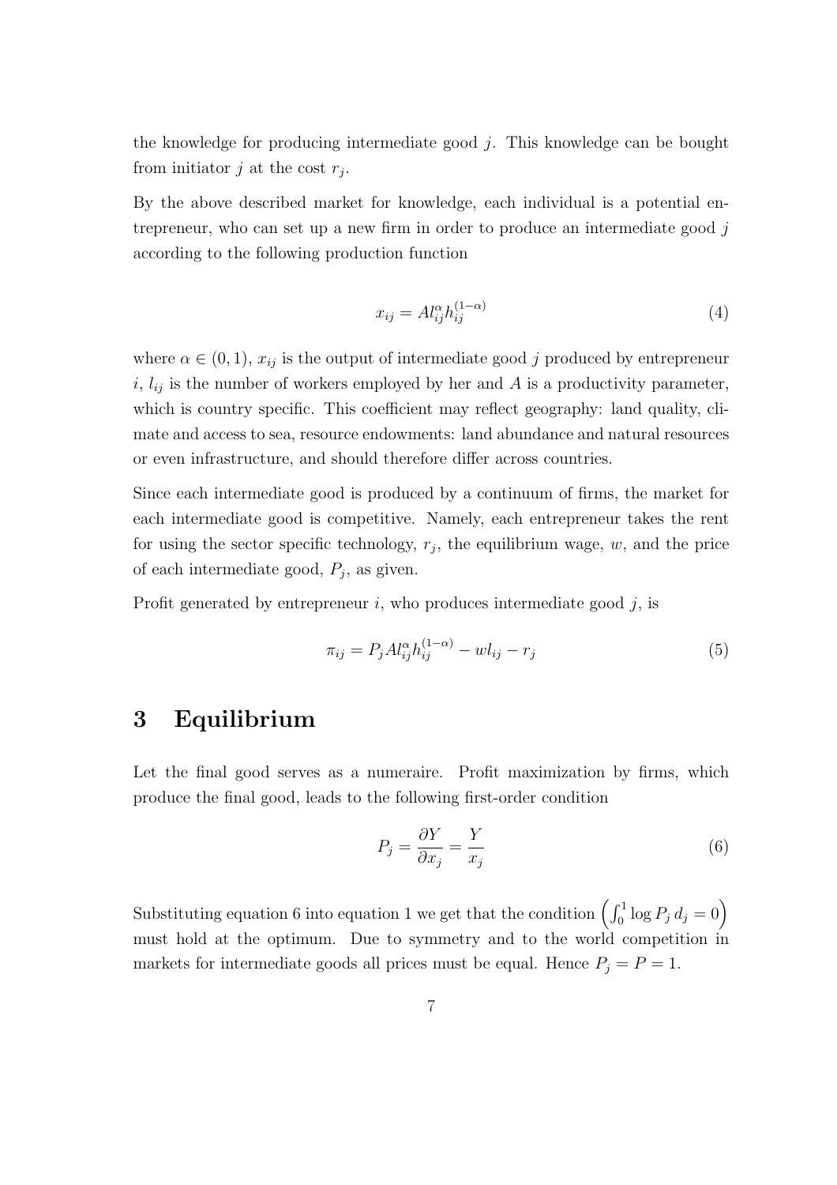the knowledge for producing intermediate good $j$. This knowledge can be bought from initiator $j$ at the cost $r_j$.

By the above described market for knowledge, each individual is a potential entrepreneur, who can set up a new firm in order to produce an intermediate good $j$ according to the following production function

$$x_{ij} = A l_{ij}^{\alpha} h_{ij}^{(1-\alpha)} \tag{4}$$

where $\alpha \in (0, 1)$, $x_{ij}$ is the output of intermediate good $j$ produced by entrepreneur $i$, $l_{ij}$ is the number of workers employed by her and $A$ is a productivity parameter, which is country specific. This coefficient may reflect geography: land quality, climate and access to sea, resource endowments: land abundance and natural resources or even infrastructure, and should therefore differ across countries.

Since each intermediate good is produced by a continuum of firms, the market for each intermediate good is competitive. Namely, each entrepreneur takes the rent for using the sector specific technology, $r_j$, the equilibrium wage, $w$, and the price of each intermediate good, $P_j$, as given.

Profit generated by entrepreneur $i$, who produces intermediate good $j$, is

$$\pi_{ij} = P_j A l_{ij}^{\alpha} h_{ij}^{(1-\alpha)} - w l_{ij} - r_j \tag{5}$$

# 3 Equilibrium

Let the final good serves as a numeraire. Profit maximization by firms, which produce the final good, leads to the following first-order condition

$$P_j = \frac{\partial Y}{\partial x_j} = \frac{Y}{x_j} \tag{6}$$

Substituting equation 6 into equation 1 we get that the condition $\left( \int_0^1 \log P_j \, d_j = 0 \right)$ must hold at the optimum. Due to symmetry and to the world competition in markets for intermediate goods all prices must be equal. Hence $P_j = P = 1$.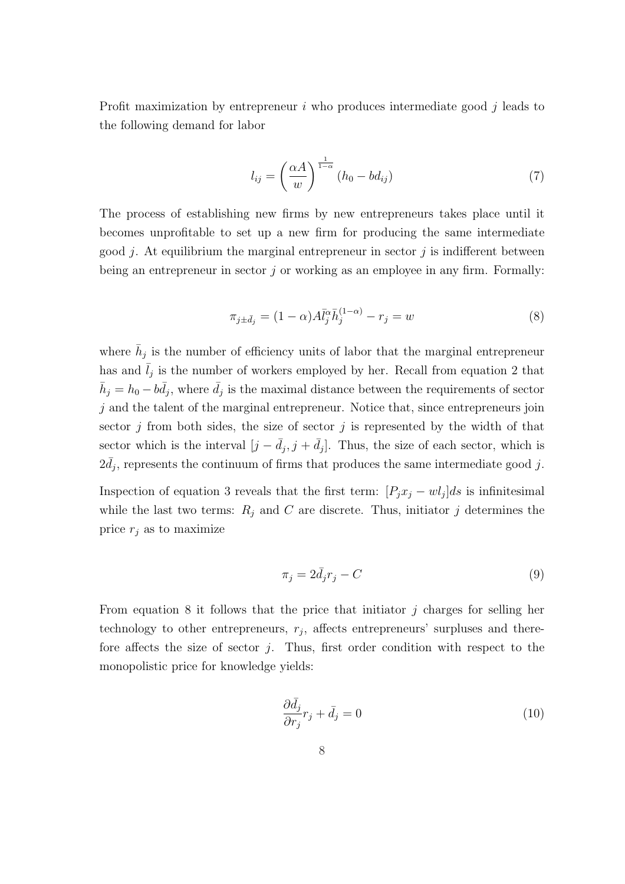Profit maximization by entrepreneur $i$ who produces intermediate good $j$ leads to the following demand for labor

$$l_{ij} = \left( \frac{\alpha A}{w} \right)^{\frac{1}{1-\alpha}} (h_0 - bd_{ij}) \tag{7}$$

The process of establishing new firms by new entrepreneurs takes place until it becomes unprofitable to set up a new firm for producing the same intermediate good $j$. At equilibrium the marginal entrepreneur in sector $j$ is indifferent between being an entrepreneur in sector $j$ or working as an employee in any firm. Formally:

$$\pi_{j \pm \bar{d}_j} = (1-\alpha) A \bar{l}_j^{\alpha} \bar{h}_j^{(1-\alpha)} - r_j = w \tag{8}$$

where $\bar{h}_j$ is the number of efficiency units of labor that the marginal entrepreneur has and $\bar{l}_j$ is the number of workers employed by her. Recall from equation 2 that $\bar{h}_j = h_0 - b\bar{d}_j$, where $\bar{d}_j$ is the maximal distance between the requirements of sector $j$ and the talent of the marginal entrepreneur. Notice that, since entrepreneurs join sector $j$ from both sides, the size of sector $j$ is represented by the width of that sector which is the interval $[j - \bar{d}_j, j + \bar{d}_j]$. Thus, the size of each sector, which is $2\bar{d}_j$, represents the continuum of firms that produces the same intermediate good $j$.

Inspection of equation 3 reveals that the first term: $[P_j x_j - wl_j]ds$ is infinitesimal while the last two terms: $R_j$ and $C$ are discrete. Thus, initiator $j$ determines the price $r_j$ as to maximize

$$\pi_j = 2\bar{d}_j r_j - C \tag{9}$$

From equation 8 it follows that the price that initiator $j$ charges for selling her technology to other entrepreneurs, $r_j$, affects entrepreneurs' surpluses and therefore affects the size of sector $j$. Thus, first order condition with respect to the monopolistic price for knowledge yields:

$$\frac{\partial \bar{d}_j}{\partial r_j} r_j + \bar{d}_j = 0 \tag{10}$$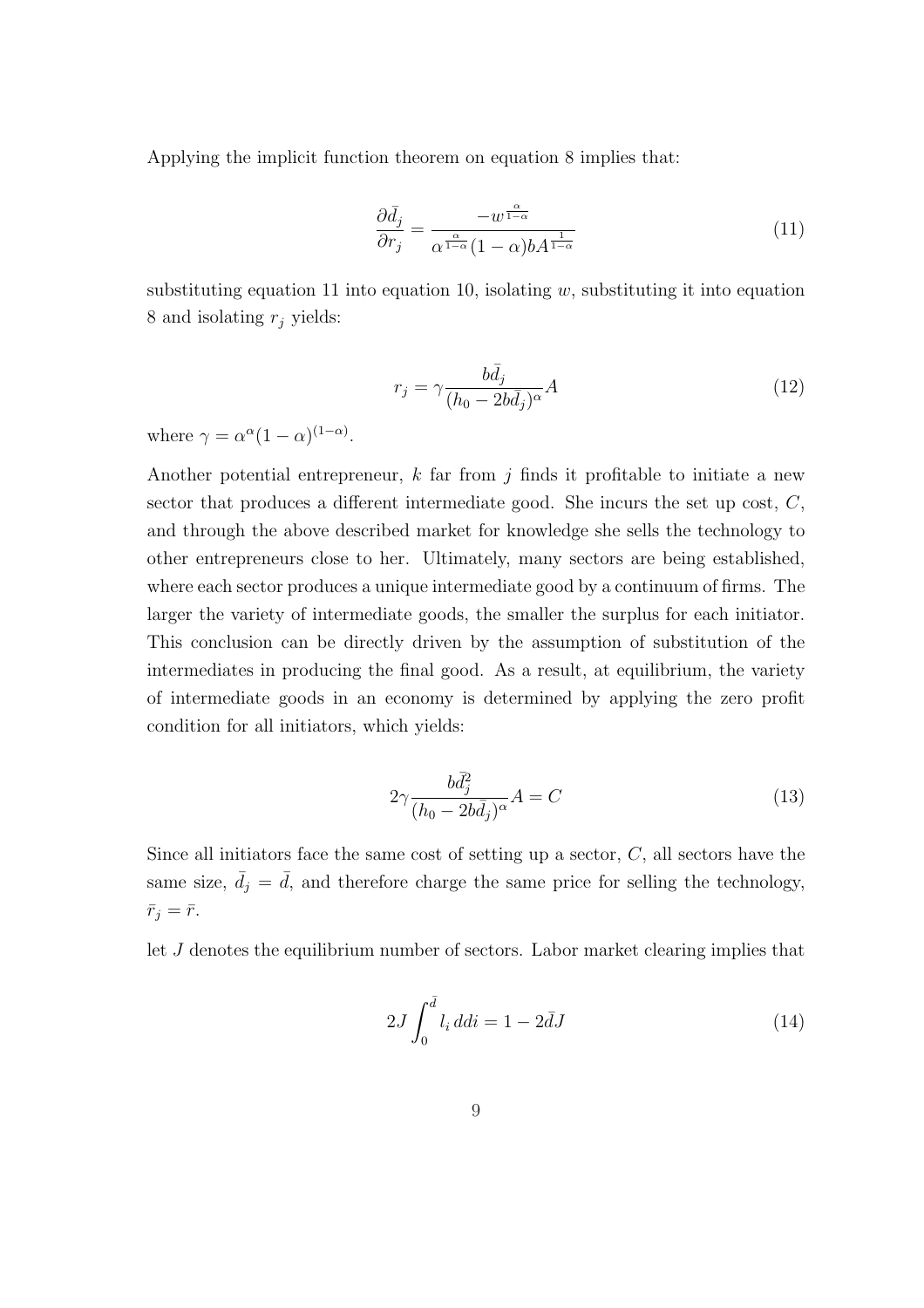Applying the implicit function theorem on equation 8 implies that:

$$\frac{\partial \bar{d}_j}{\partial r_j} = \frac{-w^{\frac{\alpha}{1-\alpha}}}{\alpha^{\frac{\alpha}{1-\alpha}}(1-\alpha)bA^{\frac{1}{1-\alpha}}} \tag{11}$$

substituting equation 11 into equation 10, isolating $w$, substituting it into equation 8 and isolating $r_j$ yields:

$$r_j = \gamma \frac{b\bar{d}_j}{(h_0 - 2b\bar{d}_j)^{\alpha}} A \tag{12}$$

where $\gamma = \alpha^{\alpha}(1-\alpha)^{(1-\alpha)}$.

Another potential entrepreneur, $k$ far from $j$ finds it profitable to initiate a new sector that produces a different intermediate good. She incurs the set up cost, $C$, and through the above described market for knowledge she sells the technology to other entrepreneurs close to her. Ultimately, many sectors are being established, where each sector produces a unique intermediate good by a continuum of firms. The larger the variety of intermediate goods, the smaller the surplus for each initiator. This conclusion can be directly driven by the assumption of substitution of the intermediates in producing the final good. As a result, at equilibrium, the variety of intermediate goods in an economy is determined by applying the zero profit condition for all initiators, which yields:

$$2\gamma \frac{b\bar{d}_j^2}{(h_0 - 2b\bar{d}_j)^{\alpha}} A = C \tag{13}$$

Since all initiators face the same cost of setting up a sector, $C$, all sectors have the same size, $\bar{d}_j = \bar{d}$, and therefore charge the same price for selling the technology, $\bar{r}_j = \bar{r}$.

let $J$ denotes the equilibrium number of sectors. Labor market clearing implies that

$$2J \int_0^{\bar{d}} l_i \, di = 1 - 2\bar{d}J \tag{14}$$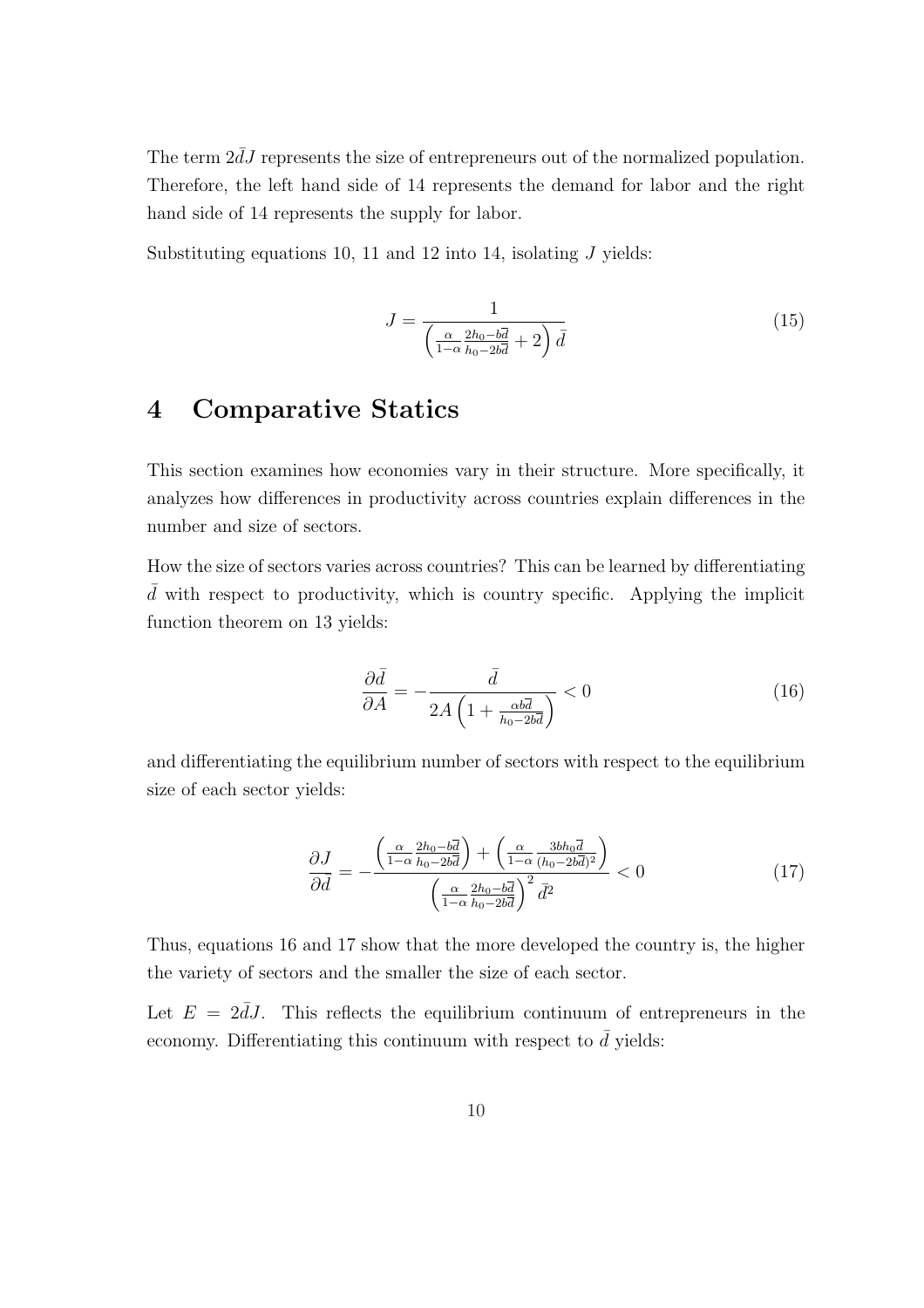The term $2\bar{d}J$ represents the size of entrepreneurs out of the normalized population. Therefore, the left hand side of 14 represents the demand for labor and the right hand side of 14 represents the supply for labor.

Substituting equations 10, 11 and 12 into 14, isolating $J$ yields:

$$J = \frac{1}{\left(\frac{\alpha}{1-\alpha}\frac{2h_0 - b\overline{d}}{h_0 - 2b\overline{d}} + 2\right)\bar{d}} \tag{15}$$

## 4 Comparative Statics

This section examines how economies vary in their structure. More specifically, it analyzes how differences in productivity across countries explain differences in the number and size of sectors.

How the size of sectors varies across countries? This can be learned by differentiating $\bar{d}$ with respect to productivity, which is country specific. Applying the implicit function theorem on 13 yields:

$$\frac{\partial \bar{d}}{\partial A} = -\frac{\bar{d}}{2A\left(1 + \frac{\alpha b\overline{d}}{h_0 - 2b\overline{d}}\right)} < 0 \tag{16}$$

and differentiating the equilibrium number of sectors with respect to the equilibrium size of each sector yields:

$$\frac{\partial J}{\partial \bar{d}} = -\frac{\left(\frac{\alpha}{1-\alpha}\frac{2h_0 - b\overline{d}}{h_0 - 2b\overline{d}}\right) + \left(\frac{\alpha}{1-\alpha}\frac{3bh_0\overline{d}}{(h_0 - 2b\overline{d})^2}\right)}{\left(\frac{\alpha}{1-\alpha}\frac{2h_0 - b\overline{d}}{h_0 - 2b\overline{d}}\right)^2 \bar{d}^2} < 0 \tag{17}$$

Thus, equations 16 and 17 show that the more developed the country is, the higher the variety of sectors and the smaller the size of each sector.

Let $E = 2\bar{d}J$. This reflects the equilibrium continuum of entrepreneurs in the economy. Differentiating this continuum with respect to $\bar{d}$ yields: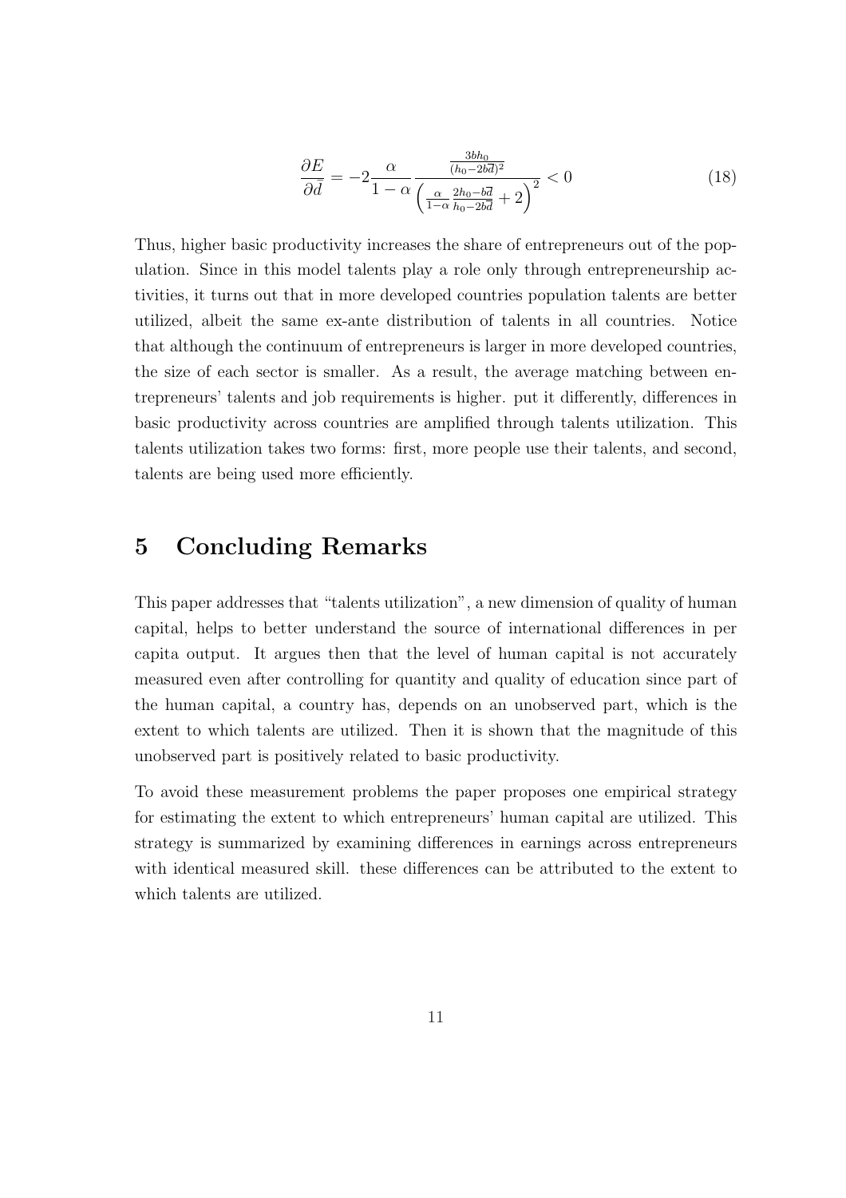$$\frac{\partial E}{\partial \bar{d}} = -2\frac{\alpha}{1-\alpha}\frac{\frac{3bh_0}{(h_0-2b\bar{d})^2}}{\left(\frac{\alpha}{1-\alpha}\frac{2h_0-b\bar{d}}{h_0-2b\bar{d}}+2\right)^2} < 0 \tag{18}$$

Thus, higher basic productivity increases the share of entrepreneurs out of the population. Since in this model talents play a role only through entrepreneurship activities, it turns out that in more developed countries population talents are better utilized, albeit the same ex-ante distribution of talents in all countries. Notice that although the continuum of entrepreneurs is larger in more developed countries, the size of each sector is smaller. As a result, the average matching between entrepreneurs' talents and job requirements is higher. put it differently, differences in basic productivity across countries are amplified through talents utilization. This talents utilization takes two forms: first, more people use their talents, and second, talents are being used more efficiently.

# 5 Concluding Remarks

This paper addresses that "talents utilization", a new dimension of quality of human capital, helps to better understand the source of international differences in per capita output. It argues then that the level of human capital is not accurately measured even after controlling for quantity and quality of education since part of the human capital, a country has, depends on an unobserved part, which is the extent to which talents are utilized. Then it is shown that the magnitude of this unobserved part is positively related to basic productivity.

To avoid these measurement problems the paper proposes one empirical strategy for estimating the extent to which entrepreneurs' human capital are utilized. This strategy is summarized by examining differences in earnings across entrepreneurs with identical measured skill. these differences can be attributed to the extent to which talents are utilized.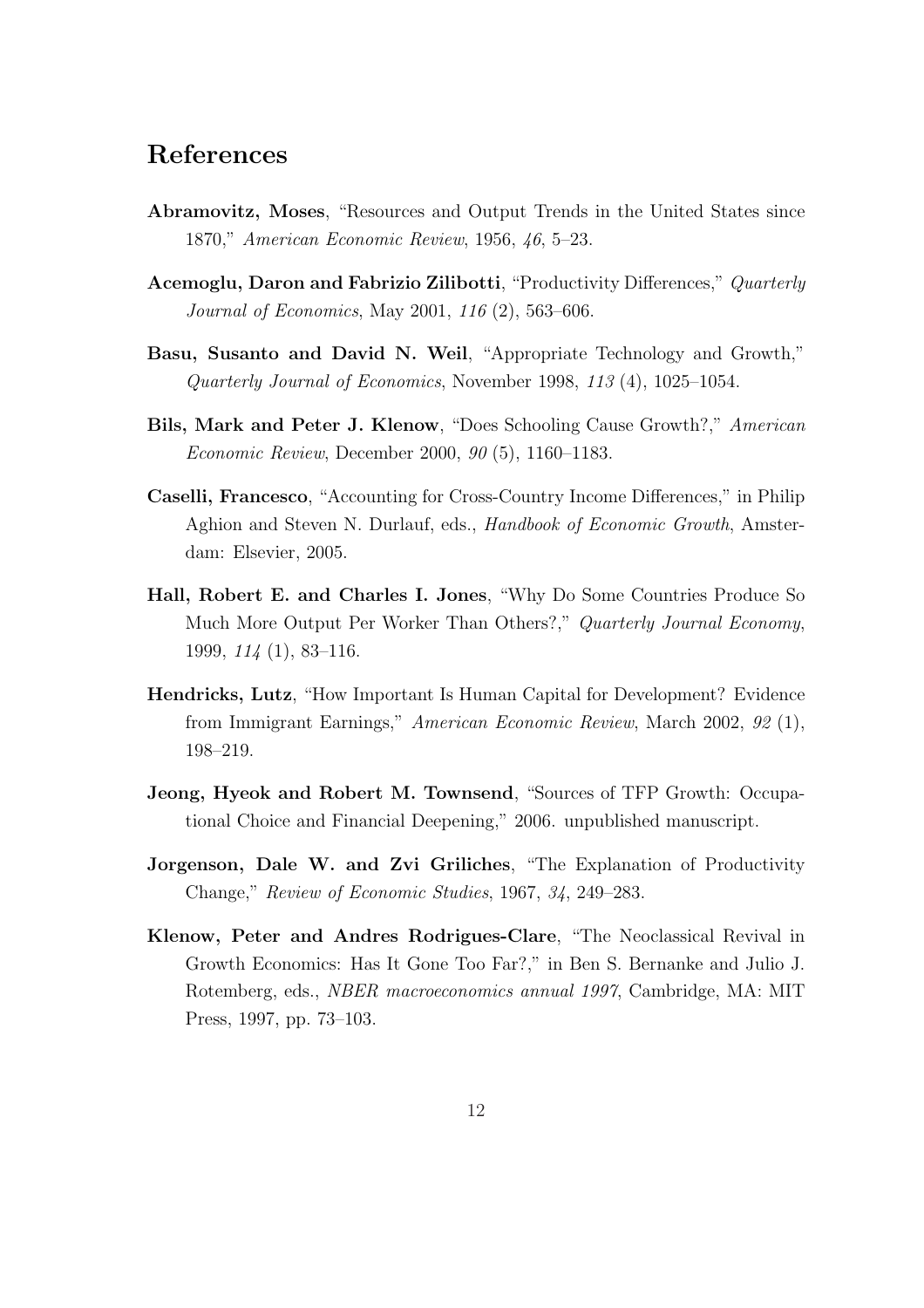# References

**Abramovitz, Moses**, "Resources and Output Trends in the United States since 1870," *American Economic Review*, 1956, *46*, 5–23.

**Acemoglu, Daron and Fabrizio Zilibotti**, "Productivity Differences," *Quarterly Journal of Economics*, May 2001, *116* (2), 563–606.

**Basu, Susanto and David N. Weil**, "Appropriate Technology and Growth," *Quarterly Journal of Economics*, November 1998, *113* (4), 1025–1054.

**Bils, Mark and Peter J. Klenow**, "Does Schooling Cause Growth?," *American Economic Review*, December 2000, *90* (5), 1160–1183.

**Caselli, Francesco**, "Accounting for Cross-Country Income Differences," in Philip Aghion and Steven N. Durlauf, eds., *Handbook of Economic Growth*, Amsterdam: Elsevier, 2005.

**Hall, Robert E. and Charles I. Jones**, "Why Do Some Countries Produce So Much More Output Per Worker Than Others?," *Quarterly Journal Economy*, 1999, *114* (1), 83–116.

**Hendricks, Lutz**, "How Important Is Human Capital for Development? Evidence from Immigrant Earnings," *American Economic Review*, March 2002, *92* (1), 198–219.

**Jeong, Hyeok and Robert M. Townsend**, "Sources of TFP Growth: Occupational Choice and Financial Deepening," 2006. unpublished manuscript.

**Jorgenson, Dale W. and Zvi Griliches**, "The Explanation of Productivity Change," *Review of Economic Studies*, 1967, *34*, 249–283.

**Klenow, Peter and Andres Rodrigues-Clare**, "The Neoclassical Revival in Growth Economics: Has It Gone Too Far?," in Ben S. Bernanke and Julio J. Rotemberg, eds., *NBER macroeconomics annual 1997*, Cambridge, MA: MIT Press, 1997, pp. 73–103.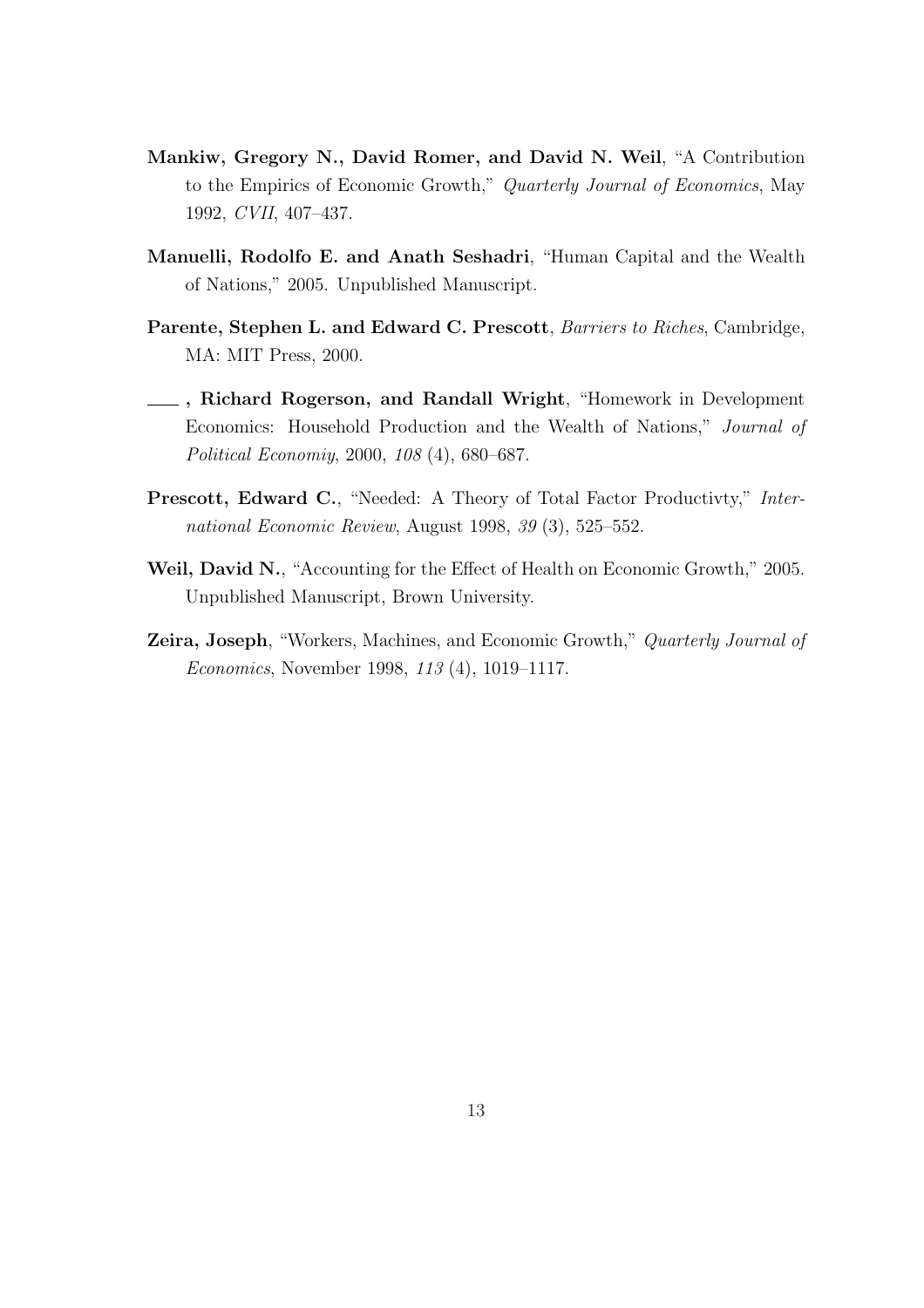**Mankiw, Gregory N., David Romer, and David N. Weil**, "A Contribution to the Empirics of Economic Growth," *Quarterly Journal of Economics*, May 1992, *CVII*, 407–437.

**Manuelli, Rodolfo E. and Anath Seshadri**, "Human Capital and the Wealth of Nations," 2005. Unpublished Manuscript.

**Parente, Stephen L. and Edward C. Prescott**, *Barriers to Riches*, Cambridge, MA: MIT Press, 2000.

**\_\_\_\_, Richard Rogerson, and Randall Wright**, "Homework in Development Economics: Household Production and the Wealth of Nations," *Journal of Political Economiy*, 2000, *108* (4), 680–687.

**Prescott, Edward C.**, "Needed: A Theory of Total Factor Productivty," *International Economic Review*, August 1998, *39* (3), 525–552.

**Weil, David N.**, "Accounting for the Effect of Health on Economic Growth," 2005. Unpublished Manuscript, Brown University.

**Zeira, Joseph**, "Workers, Machines, and Economic Growth," *Quarterly Journal of Economics*, November 1998, *113* (4), 1019–1117.